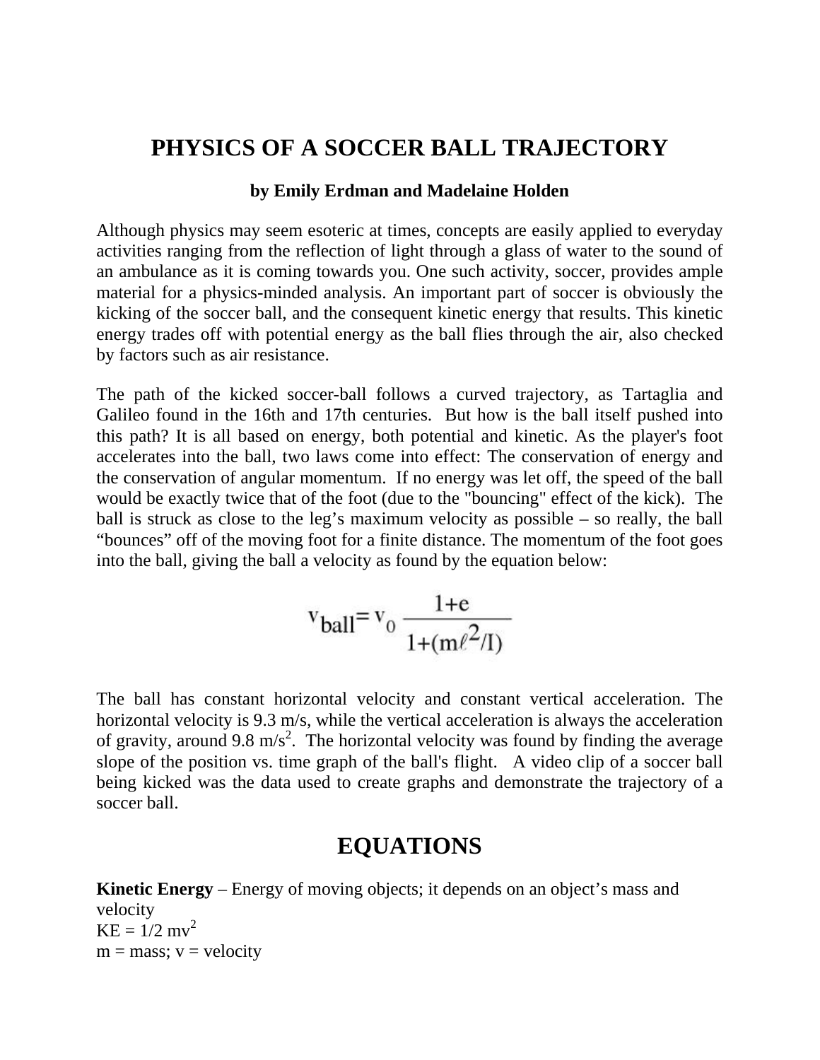# PHYSICS OF A SOCCER BALL TRAJECTORY

**by Emily Erdman and Madelaine Holden**

Although physics may seem esoteric at times, concepts are easily applied to everyday activities ranging from the reflection of light through a glass of water to the sound of an ambulance as it is coming towards you. One such activity, soccer, provides ample material for a physics-minded analysis. An important part of soccer is obviously the kicking of the soccer ball, and the consequent kinetic energy that results. This kinetic energy trades off with potential energy as the ball flies through the air, also checked by factors such as air resistance.

The path of the kicked soccer-ball follows a curved trajectory, as Tartaglia and Galileo found in the 16th and 17th centuries. But how is the ball itself pushed into this path? It is all based on energy, both potential and kinetic. As the player's foot accelerates into the ball, two laws come into effect: The conservation of energy and the conservation of angular momentum. If no energy was let off, the speed of the ball would be exactly twice that of the foot (due to the "bouncing" effect of the kick). The ball is struck as close to the leg's maximum velocity as possible – so really, the ball "bounces" off of the moving foot for a finite distance. The momentum of the foot goes into the ball, giving the ball a velocity as found by the equation below:

$$v_{ball} = v_0 \frac{1+e}{1+(m\ell^2/I)}$$

The ball has constant horizontal velocity and constant vertical acceleration. The horizontal velocity is 9.3 m/s, while the vertical acceleration is always the acceleration of gravity, around 9.8 $m/s^2$. The horizontal velocity was found by finding the average slope of the position vs. time graph of the ball's flight. A video clip of a soccer ball being kicked was the data used to create graphs and demonstrate the trajectory of a soccer ball.

## EQUATIONS

**Kinetic Energy** – Energy of moving objects; it depends on an object's mass and velocity
$KE = 1/2\ mv^2$
m = mass; v = velocity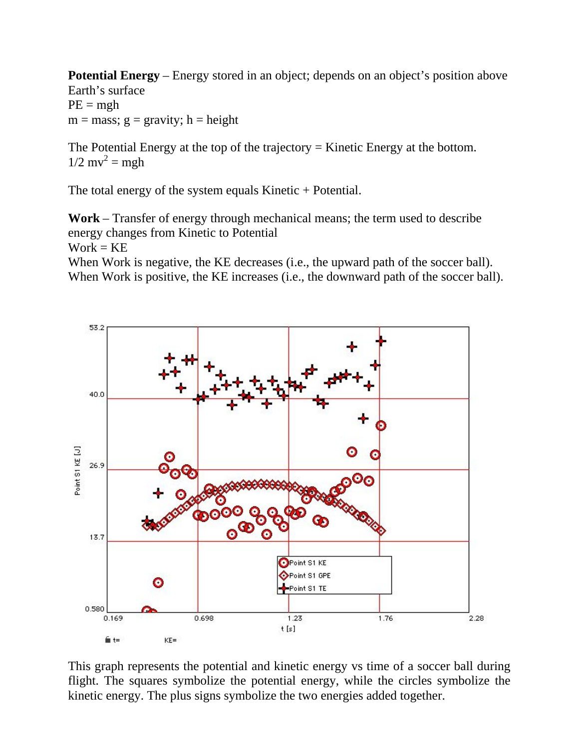**Potential Energy** – Energy stored in an object; depends on an object's position above Earth's surface
PE = mgh
m = mass; g = gravity; h = height

The Potential Energy at the top of the trajectory = Kinetic Energy at the bottom.
$1/2\ mv^2 = mgh$

The total energy of the system equals Kinetic + Potential.

**Work** – Transfer of energy through mechanical means; the term used to describe energy changes from Kinetic to Potential
Work = KE
When Work is negative, the KE decreases (i.e., the upward path of the soccer ball).
When Work is positive, the KE increases (i.e., the downward path of the soccer ball).

This graph represents the potential and kinetic energy vs time of a soccer ball during flight. The squares symbolize the potential energy, while the circles symbolize the kinetic energy. The plus signs symbolize the two energies added together.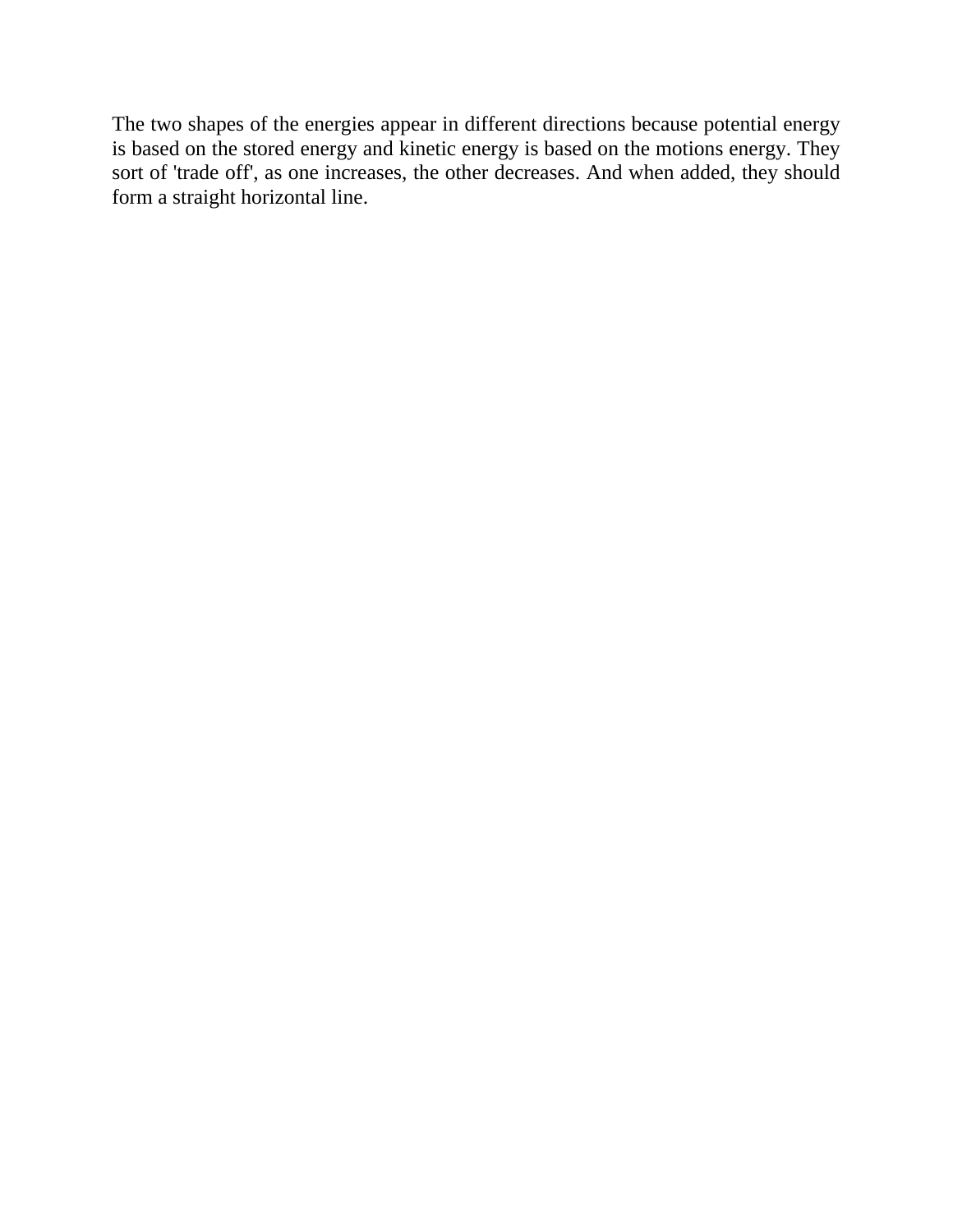The two shapes of the energies appear in different directions because potential energy is based on the stored energy and kinetic energy is based on the motions energy. They sort of 'trade off', as one increases, the other decreases. And when added, they should form a straight horizontal line.